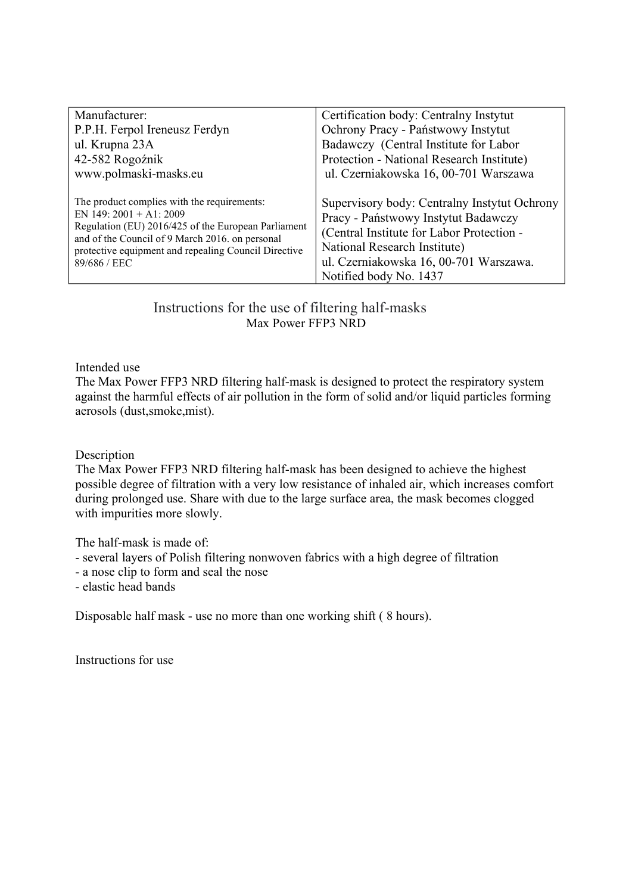| Manufacturer:<br>P.P.H. Ferpol Ireneusz Ferdyn<br>ul. Krupna 23A<br>42-582 Rogoźnik<br>www.polmaski-masks.eu<br><br>The product complies with the requirements:<br>EN 149: 2001 + A1: 2009<br>Regulation (EU) 2016/425 of the European Parliament and of the Council of 9 March 2016. on personal protective equipment and repealing Council Directive 89/686 / EEC | Certification body: Centralny Instytut Ochrony Pracy - Państwowy Instytut Badawczy (Central Institute for Labor Protection - National Research Institute)<br>ul. Czerniakowska 16, 00-701 Warszawa<br><br>Supervisory body: Centralny Instytut Ochrony Pracy - Państwowy Instytut Badawczy (Central Institute for Labor Protection - National Research Institute)<br>ul. Czerniakowska 16, 00-701 Warszawa.<br>Notified body No. 1437 |
|---|---|

# Instructions for the use of filtering half-masks

## Max Power FFP3 NRD

Intended use

The Max Power FFP3 NRD filtering half-mask is designed to protect the respiratory system against the harmful effects of air pollution in the form of solid and/or liquid particles forming aerosols (dust,smoke,mist).

Description

The Max Power FFP3 NRD filtering half-mask has been designed to achieve the highest possible degree of filtration with a very low resistance of inhaled air, which increases comfort during prolonged use. Share with due to the large surface area, the mask becomes clogged with impurities more slowly.

The half-mask is made of:
- several layers of Polish filtering nonwoven fabrics with a high degree of filtration
- a nose clip to form and seal the nose
- elastic head bands

Disposable half mask - use no more than one working shift ( 8 hours).

Instructions for use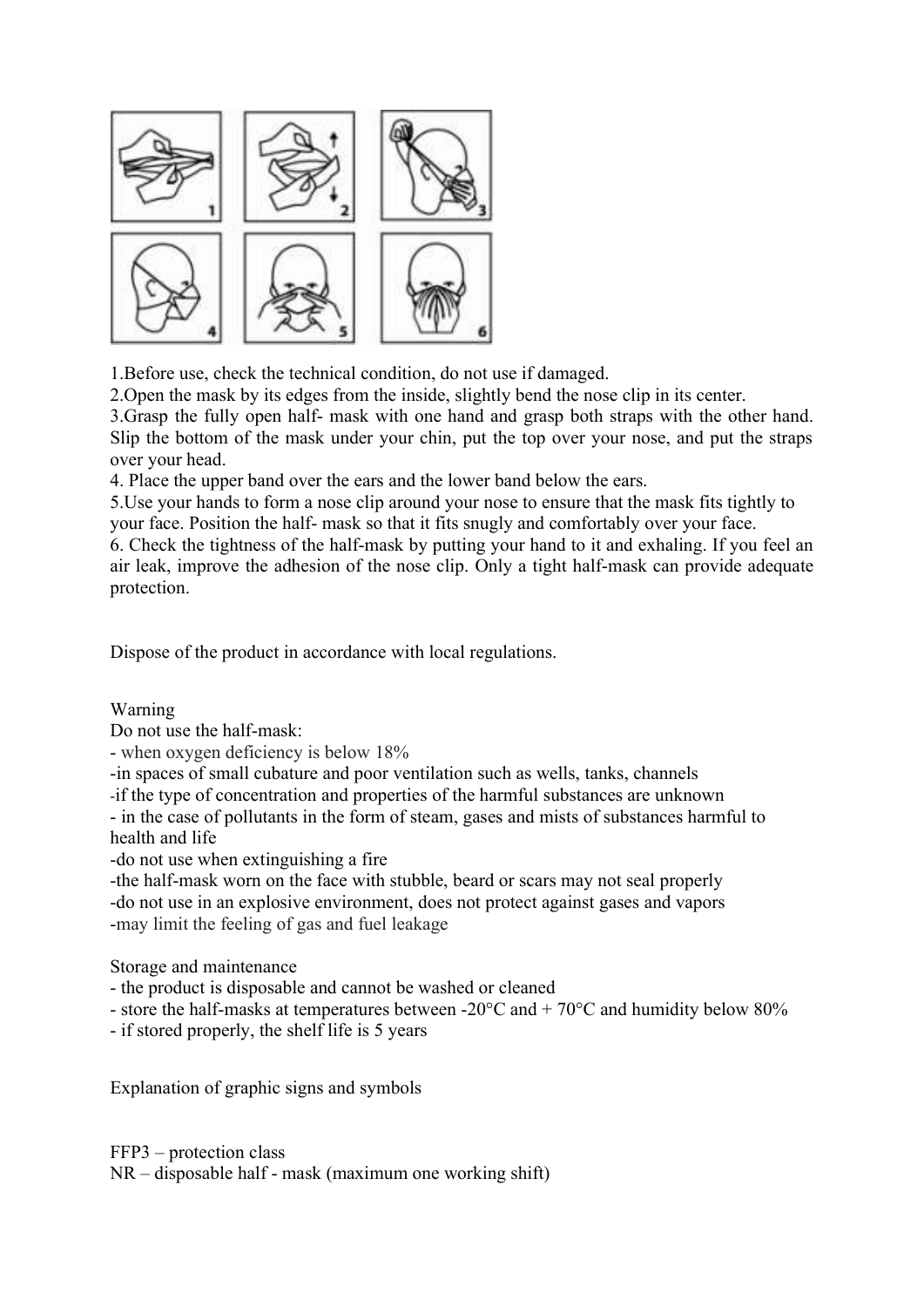1.Before use, check the technical condition, do not use if damaged.
2.Open the mask by its edges from the inside, slightly bend the nose clip in its center.
3.Grasp the fully open half- mask with one hand and grasp both straps with the other hand. Slip the bottom of the mask under your chin, put the top over your nose, and put the straps over your head.
4. Place the upper band over the ears and the lower band below the ears.
5.Use your hands to form a nose clip around your nose to ensure that the mask fits tightly to your face. Position the half- mask so that it fits snugly and comfortably over your face.
6. Check the tightness of the half-mask by putting your hand to it and exhaling. If you feel an air leak, improve the adhesion of the nose clip. Only a tight half-mask can provide adequate protection.

Dispose of the product in accordance with local regulations.

Warning

Do not use the half-mask:

- when oxygen deficiency is below 18%
- in spaces of small cubature and poor ventilation such as wells, tanks, channels
- if the type of concentration and properties of the harmful substances are unknown
- in the case of pollutants in the form of steam, gases and mists of substances harmful to health and life
- do not use when extinguishing a fire
- the half-mask worn on the face with stubble, beard or scars may not seal properly
- do not use in an explosive environment, does not protect against gases and vapors
- may limit the feeling of gas and fuel leakage

Storage and maintenance

- the product is disposable and cannot be washed or cleaned
- store the half-masks at temperatures between -20°C and + 70°C and humidity below 80%
- if stored properly, the shelf life is 5 years

Explanation of graphic signs and symbols

FFP3 – protection class
NR – disposable half - mask (maximum one working shift)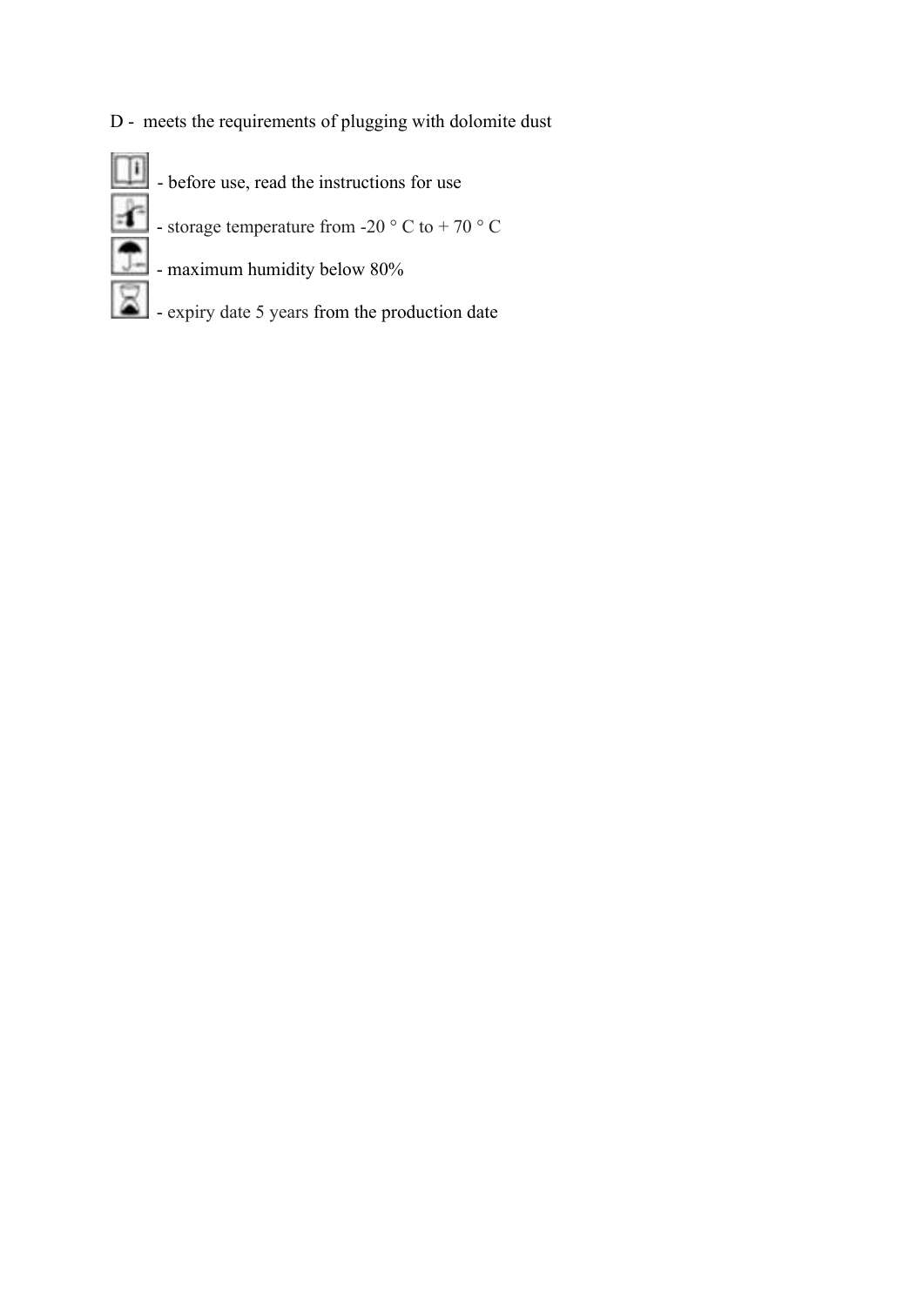D - meets the requirements of plugging with dolomite dust

- before use, read the instructions for use
- storage temperature from -20 ° C to + 70 ° C
- maximum humidity below 80%
- expiry date 5 years from the production date